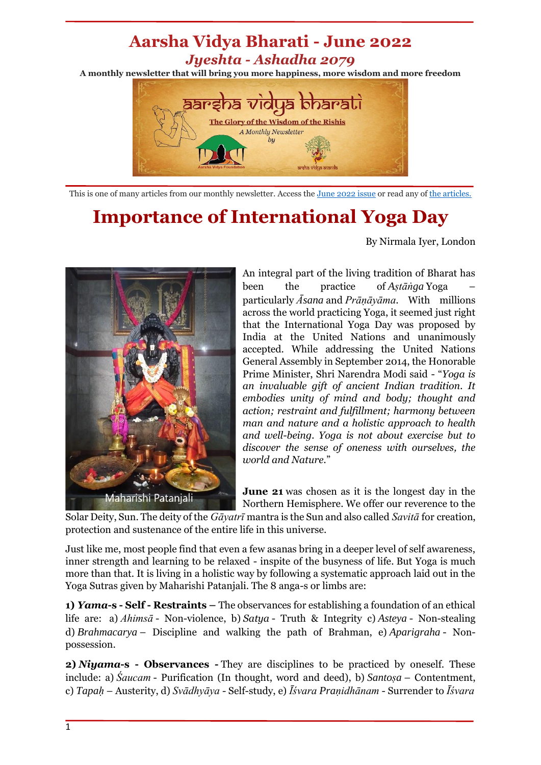# Aarsha Vidya Bharati - June 2022

## *Jyeshta - Ashadha 2079*

**A monthly newsletter that will bring you more happiness, more wisdom and more freedom**

This is one of many articles from our monthly newsletter. Access the June 2022 issue or read any of the articles.

# Importance of International Yoga Day

By Nirmala Iyer, London

Maharishi Patanjali

An integral part of the living tradition of Bharat has been the practice of *Aṣṭāṅga* Yoga – particularly *Āsana* and *Prāṇāyāma*. With millions across the world practicing Yoga, it seemed just right that the International Yoga Day was proposed by India at the United Nations and unanimously accepted. While addressing the United Nations General Assembly in September 2014, the Honorable Prime Minister, Shri Narendra Modi said - "*Yoga is an invaluable gift of ancient Indian tradition. It embodies unity of mind and body; thought and action; restraint and fulfillment; harmony between man and nature and a holistic approach to health and well-being. Yoga is not about exercise but to discover the sense of oneness with ourselves, the world and Nature.*"

**June 21** was chosen as it is the longest day in the Northern Hemisphere. We offer our reverence to the Solar Deity, Sun. The deity of the *Gāyatrī* mantra is the Sun and also called *Savitā* for creation, protection and sustenance of the entire life in this universe.

Just like me, most people find that even a few asanas bring in a deeper level of self awareness, inner strength and learning to be relaxed - inspite of the busyness of life. But Yoga is much more than that. It is living in a holistic way by following a systematic approach laid out in the Yoga Sutras given by Maharishi Patanjali. The 8 anga-s or limbs are:

**1) *Yama*-s - Self - Restraints –** The observances for establishing a foundation of an ethical life are: a) *Ahimsā* - Non-violence, b) *Satya* - Truth & Integrity c) *Asteya* - Non-stealing d) *Brahmacarya* – Discipline and walking the path of Brahman, e) *Aparigraha* - Non-possession.

**2) *Niyama*-s - Observances -** They are disciplines to be practiced by oneself. These include: a) *Śaucam* - Purification (In thought, word and deed), b) *Santoṣa* – Contentment, c) *Tapaḥ* – Austerity, d) *Svādhyāya* - Self-study, e) *Īśvara Praṇidhānam* - Surrender to *Īśvara*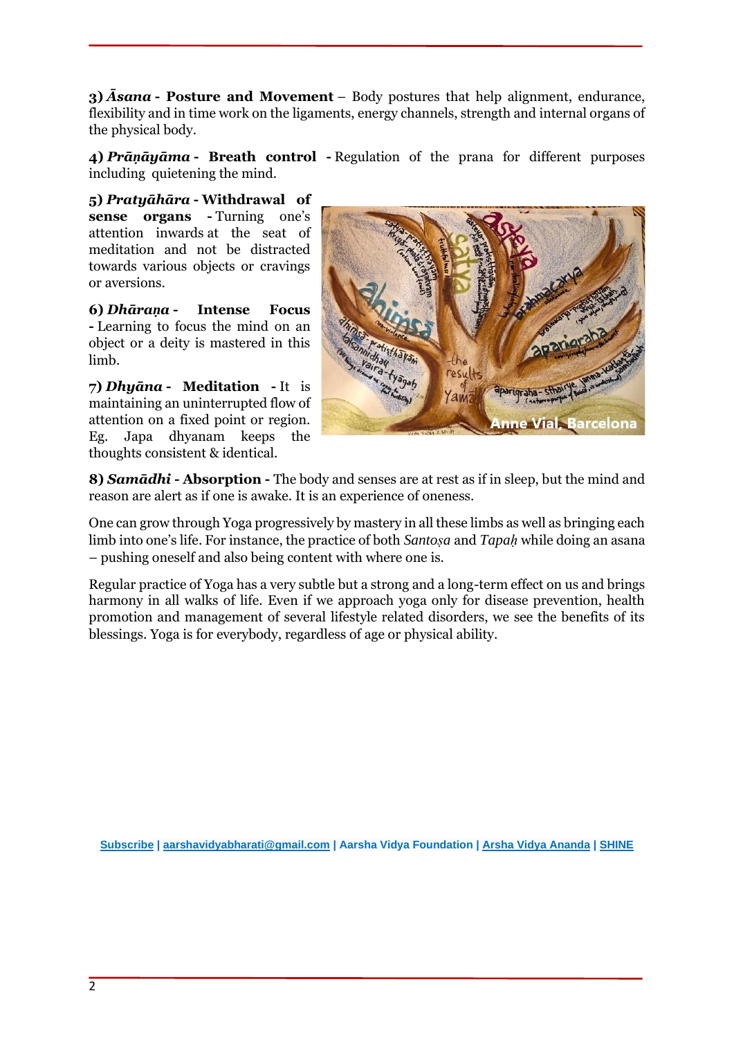**3) *Āsana* - Posture and Movement** – Body postures that help alignment, endurance, flexibility and in time work on the ligaments, energy channels, strength and internal organs of the physical body.

**4) *Prāṇāyāma* - Breath control -** Regulation of the prana for different purposes including quietening the mind.

**5) *Pratyāhāra* - Withdrawal of sense organs -** Turning one's attention inwards at the seat of meditation and not be distracted towards various objects or cravings or aversions.

**6) *Dhāraṇa* - Intense Focus -** Learning to focus the mind on an object or a deity is mastered in this limb.

**7) *Dhyāna* - Meditation -** It is maintaining an uninterrupted flow of attention on a fixed point or region. Eg. Japa dhyanam keeps the thoughts consistent & identical.

**8) *Samādhi* - Absorption -** The body and senses are at rest as if in sleep, but the mind and reason are alert as if one is awake. It is an experience of oneness.

One can grow through Yoga progressively by mastery in all these limbs as well as bringing each limb into one's life. For instance, the practice of both *Santoṣa* and *Tapaḥ* while doing an asana – pushing oneself and also being content with where one is.

Regular practice of Yoga has a very subtle but a strong and a long-term effect on us and brings harmony in all walks of life. Even if we approach yoga only for disease prevention, health promotion and management of several lifestyle related disorders, we see the benefits of its blessings. Yoga is for everybody, regardless of age or physical ability.

Subscribe | aarshavidyabharati@gmail.com | Aarsha Vidya Foundation | Arsha Vidya Ananda | SHINE